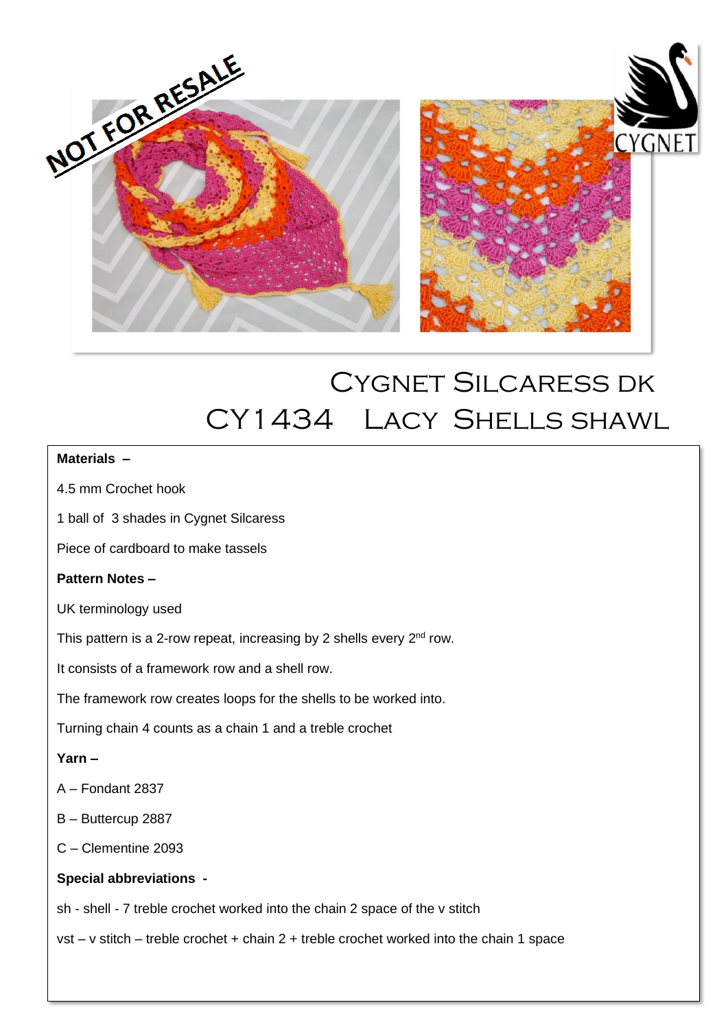# Cygnet Silcaress DK

# CY1434 Lacy Shells shawl

**Materials –**

4.5 mm Crochet hook

1 ball of 3 shades in Cygnet Silcaress

Piece of cardboard to make tassels

**Pattern Notes –**

UK terminology used

This pattern is a 2-row repeat, increasing by 2 shells every 2nd row.

It consists of a framework row and a shell row.

The framework row creates loops for the shells to be worked into.

Turning chain 4 counts as a chain 1 and a treble crochet

**Yarn –**

A – Fondant 2837

B – Buttercup 2887

C – Clementine 2093

**Special abbreviations -**

sh - shell - 7 treble crochet worked into the chain 2 space of the v stitch

vst – v stitch – treble crochet + chain 2 + treble crochet worked into the chain 1 space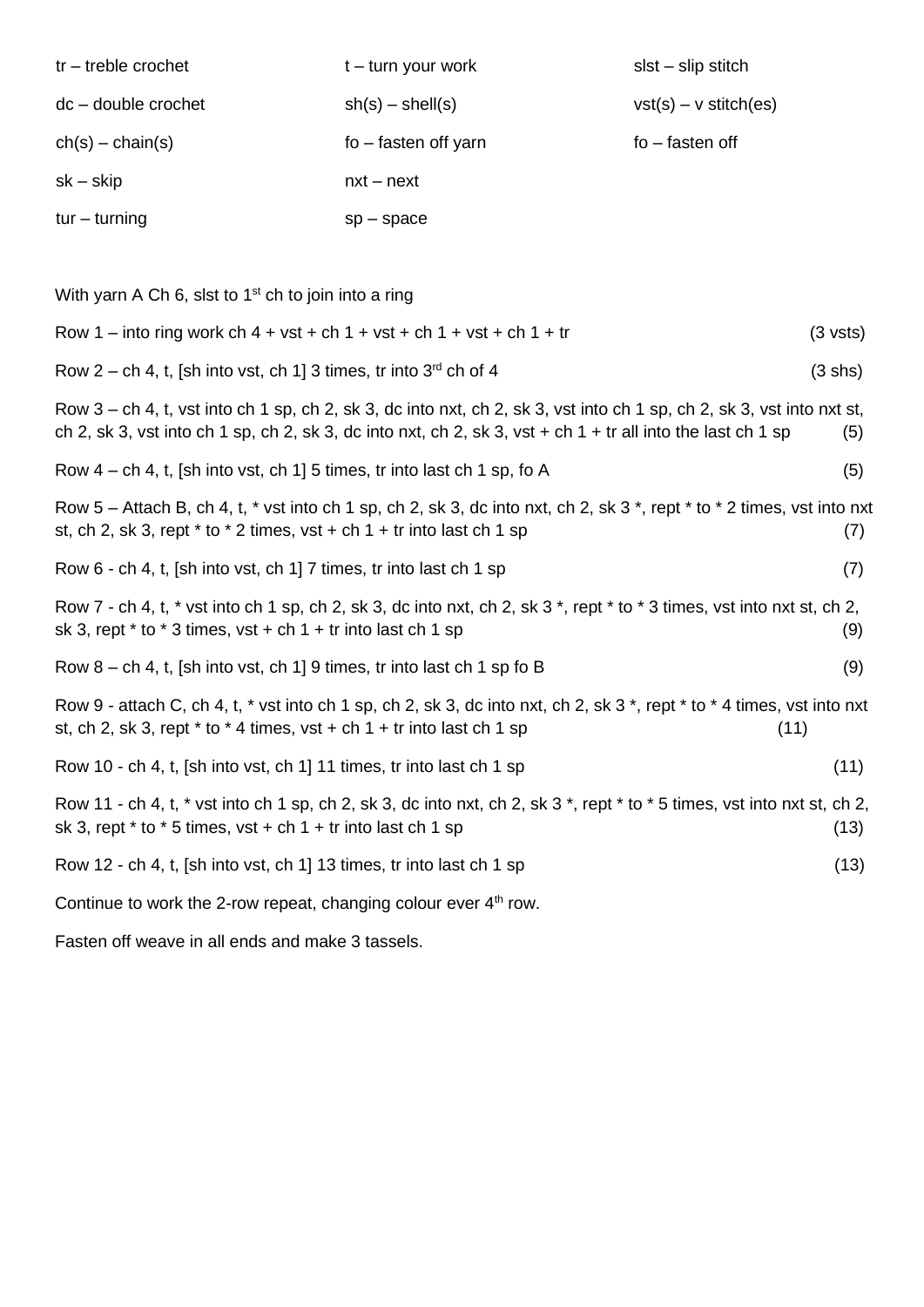| | | |
|---|---|---|
| tr – treble crochet | t – turn your work | slst – slip stitch |
| dc – double crochet | sh(s) – shell(s) | vst(s) – v stitch(es) |
| ch(s) – chain(s) | fo – fasten off yarn | fo – fasten off |
| sk – skip | nxt – next | |
| tur – turning | sp – space | |

With yarn A Ch 6, slst to 1st ch to join into a ring

Row 1 – into ring work ch 4 + vst + ch 1 + vst + ch 1 + vst + ch 1 + tr (3 vsts)

Row 2 – ch 4, t, [sh into vst, ch 1] 3 times, tr into 3rd ch of 4 (3 shs)

Row 3 – ch 4, t, vst into ch 1 sp, ch 2, sk 3, dc into nxt, ch 2, sk 3, vst into ch 1 sp, ch 2, sk 3, vst into nxt st, ch 2, sk 3, vst into ch 1 sp, ch 2, sk 3, dc into nxt, ch 2, sk 3, vst + ch 1 + tr all into the last ch 1 sp (5)

Row 4 – ch 4, t, [sh into vst, ch 1] 5 times, tr into last ch 1 sp, fo A (5)

Row 5 – Attach B, ch 4, t, * vst into ch 1 sp, ch 2, sk 3, dc into nxt, ch 2, sk 3 *, rept * to * 2 times, vst into nxt st, ch 2, sk 3, rept * to * 2 times, vst + ch 1 + tr into last ch 1 sp (7)

Row 6 - ch 4, t, [sh into vst, ch 1] 7 times, tr into last ch 1 sp (7)

Row 7 - ch 4, t, * vst into ch 1 sp, ch 2, sk 3, dc into nxt, ch 2, sk 3 *, rept * to * 3 times, vst into nxt st, ch 2, sk 3, rept * to * 3 times, vst + ch 1 + tr into last ch 1 sp (9)

Row 8 – ch 4, t, [sh into vst, ch 1] 9 times, tr into last ch 1 sp fo B (9)

Row 9 - attach C, ch 4, t, * vst into ch 1 sp, ch 2, sk 3, dc into nxt, ch 2, sk 3 *, rept * to * 4 times, vst into nxt st, ch 2, sk 3, rept * to * 4 times, vst + ch 1 + tr into last ch 1 sp (11)

Row 10 - ch 4, t, [sh into vst, ch 1] 11 times, tr into last ch 1 sp (11)

Row 11 - ch 4, t, * vst into ch 1 sp, ch 2, sk 3, dc into nxt, ch 2, sk 3 *, rept * to * 5 times, vst into nxt st, ch 2, sk 3, rept * to * 5 times, vst + ch 1 + tr into last ch 1 sp (13)

Row 12 - ch 4, t, [sh into vst, ch 1] 13 times, tr into last ch 1 sp (13)

Continue to work the 2-row repeat, changing colour ever 4th row.

Fasten off weave in all ends and make 3 tassels.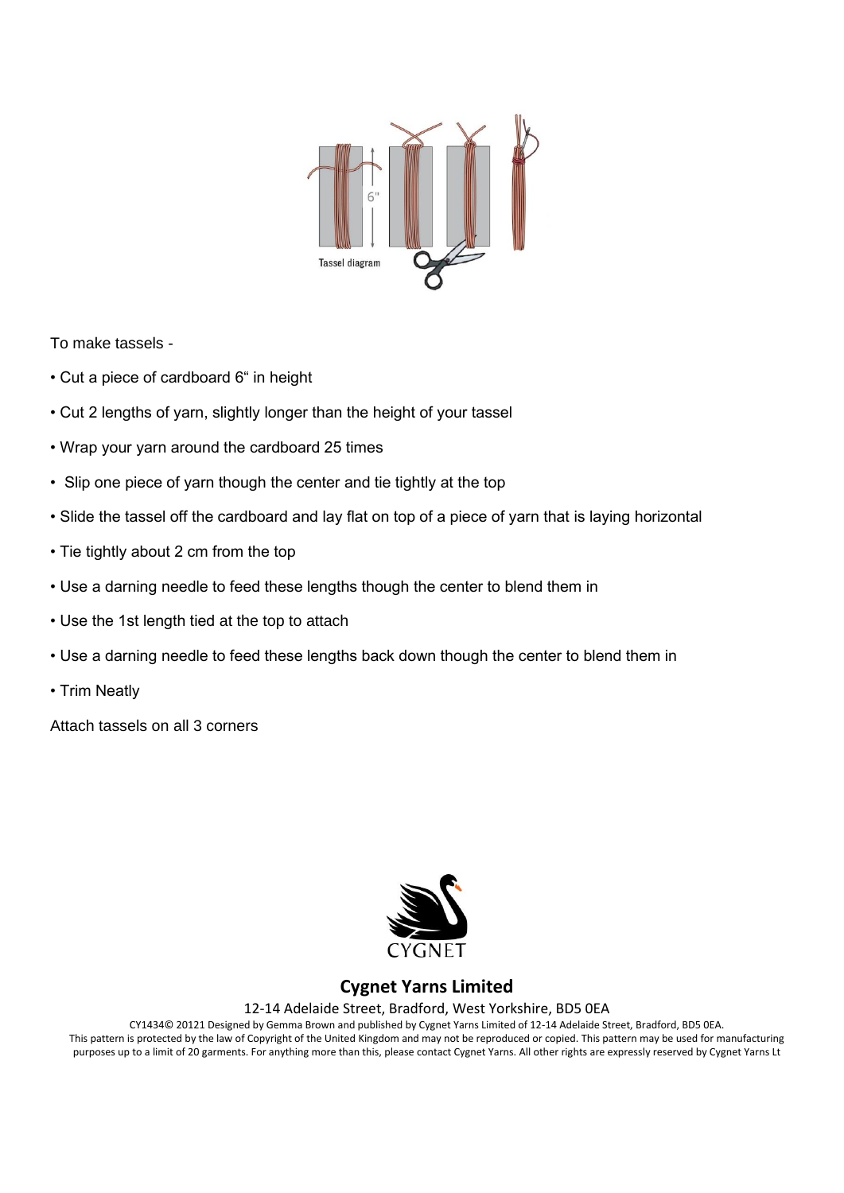6"

Tassel diagram

To make tassels -

- Cut a piece of cardboard 6" in height
- Cut 2 lengths of yarn, slightly longer than the height of your tassel
- Wrap your yarn around the cardboard 25 times
- Slip one piece of yarn though the center and tie tightly at the top
- Slide the tassel off the cardboard and lay flat on top of a piece of yarn that is laying horizontal
- Tie tightly about 2 cm from the top
- Use a darning needle to feed these lengths though the center to blend them in
- Use the 1st length tied at the top to attach
- Use a darning needle to feed these lengths back down though the center to blend them in
- Trim Neatly

Attach tassels on all 3 corners

CYGNET

**Cygnet Yarns Limited**

12-14 Adelaide Street, Bradford, West Yorkshire, BD5 0EA

CY1434© 20121 Designed by Gemma Brown and published by Cygnet Yarns Limited of 12-14 Adelaide Street, Bradford, BD5 0EA.
This pattern is protected by the law of Copyright of the United Kingdom and may not be reproduced or copied. This pattern may be used for manufacturing purposes up to a limit of 20 garments. For anything more than this, please contact Cygnet Yarns. All other rights are expressly reserved by Cygnet Yarns Lt